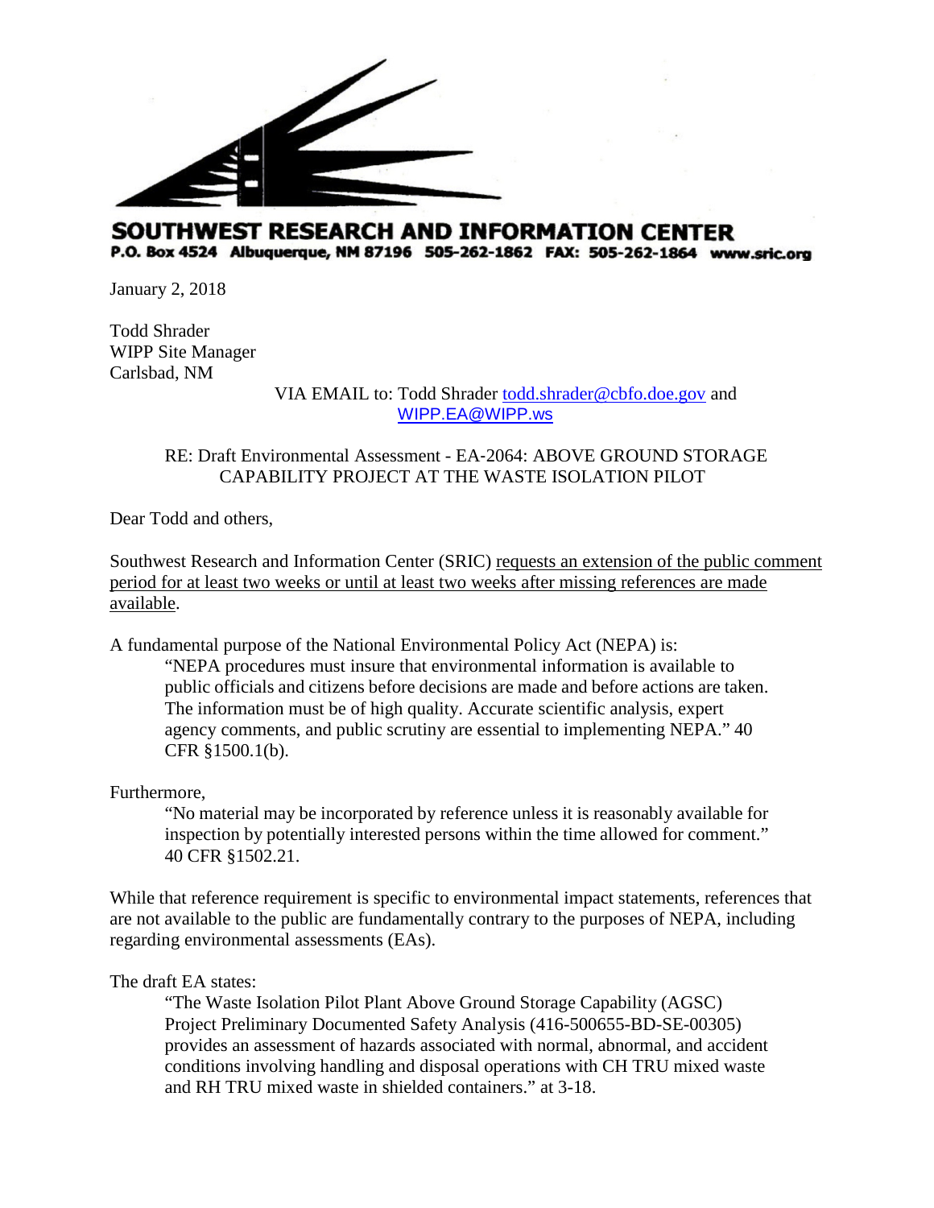**SOUTHWEST RESEARCH AND INFORMATION CENTER**
**P.O. Box 4524 Albuquerque, NM 87196 505-262-1862 FAX: 505-262-1864 www.sric.org**

January 2, 2018

Todd Shrader
WIPP Site Manager
Carlsbad, NM

VIA EMAIL to: Todd Shrader todd.shrader@cbfo.doe.gov and WIPP.EA@WIPP.ws

RE: Draft Environmental Assessment - EA-2064: ABOVE GROUND STORAGE CAPABILITY PROJECT AT THE WASTE ISOLATION PILOT

Dear Todd and others,

Southwest Research and Information Center (SRIC) requests an extension of the public comment period for at least two weeks or until at least two weeks after missing references are made available.

A fundamental purpose of the National Environmental Policy Act (NEPA) is:

> "NEPA procedures must insure that environmental information is available to public officials and citizens before decisions are made and before actions are taken. The information must be of high quality. Accurate scientific analysis, expert agency comments, and public scrutiny are essential to implementing NEPA." 40 CFR §1500.1(b).

Furthermore,

> "No material may be incorporated by reference unless it is reasonably available for inspection by potentially interested persons within the time allowed for comment." 40 CFR §1502.21.

While that reference requirement is specific to environmental impact statements, references that are not available to the public are fundamentally contrary to the purposes of NEPA, including regarding environmental assessments (EAs).

The draft EA states:

> "The Waste Isolation Pilot Plant Above Ground Storage Capability (AGSC) Project Preliminary Documented Safety Analysis (416-500655-BD-SE-00305) provides an assessment of hazards associated with normal, abnormal, and accident conditions involving handling and disposal operations with CH TRU mixed waste and RH TRU mixed waste in shielded containers." at 3-18.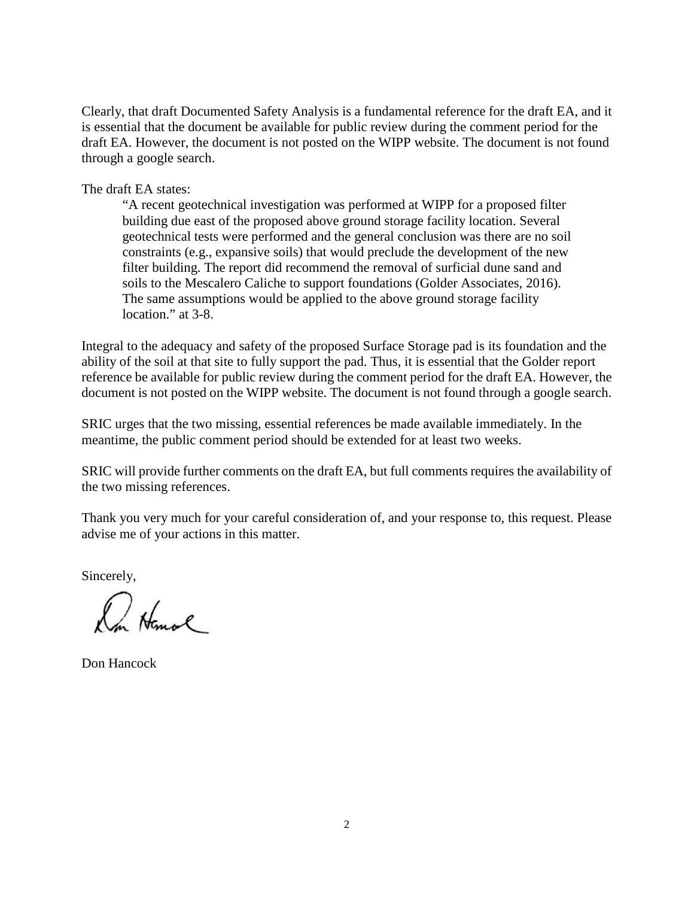Clearly, that draft Documented Safety Analysis is a fundamental reference for the draft EA, and it is essential that the document be available for public review during the comment period for the draft EA. However, the document is not posted on the WIPP website. The document is not found through a google search.

The draft EA states:

> "A recent geotechnical investigation was performed at WIPP for a proposed filter building due east of the proposed above ground storage facility location. Several geotechnical tests were performed and the general conclusion was there are no soil constraints (e.g., expansive soils) that would preclude the development of the new filter building. The report did recommend the removal of surficial dune sand and soils to the Mescalero Caliche to support foundations (Golder Associates, 2016). The same assumptions would be applied to the above ground storage facility location." at 3-8.

Integral to the adequacy and safety of the proposed Surface Storage pad is its foundation and the ability of the soil at that site to fully support the pad. Thus, it is essential that the Golder report reference be available for public review during the comment period for the draft EA. However, the document is not posted on the WIPP website. The document is not found through a google search.

SRIC urges that the two missing, essential references be made available immediately. In the meantime, the public comment period should be extended for at least two weeks.

SRIC will provide further comments on the draft EA, but full comments requires the availability of the two missing references.

Thank you very much for your careful consideration of, and your response to, this request. Please advise me of your actions in this matter.

Sincerely,

Don Hancock